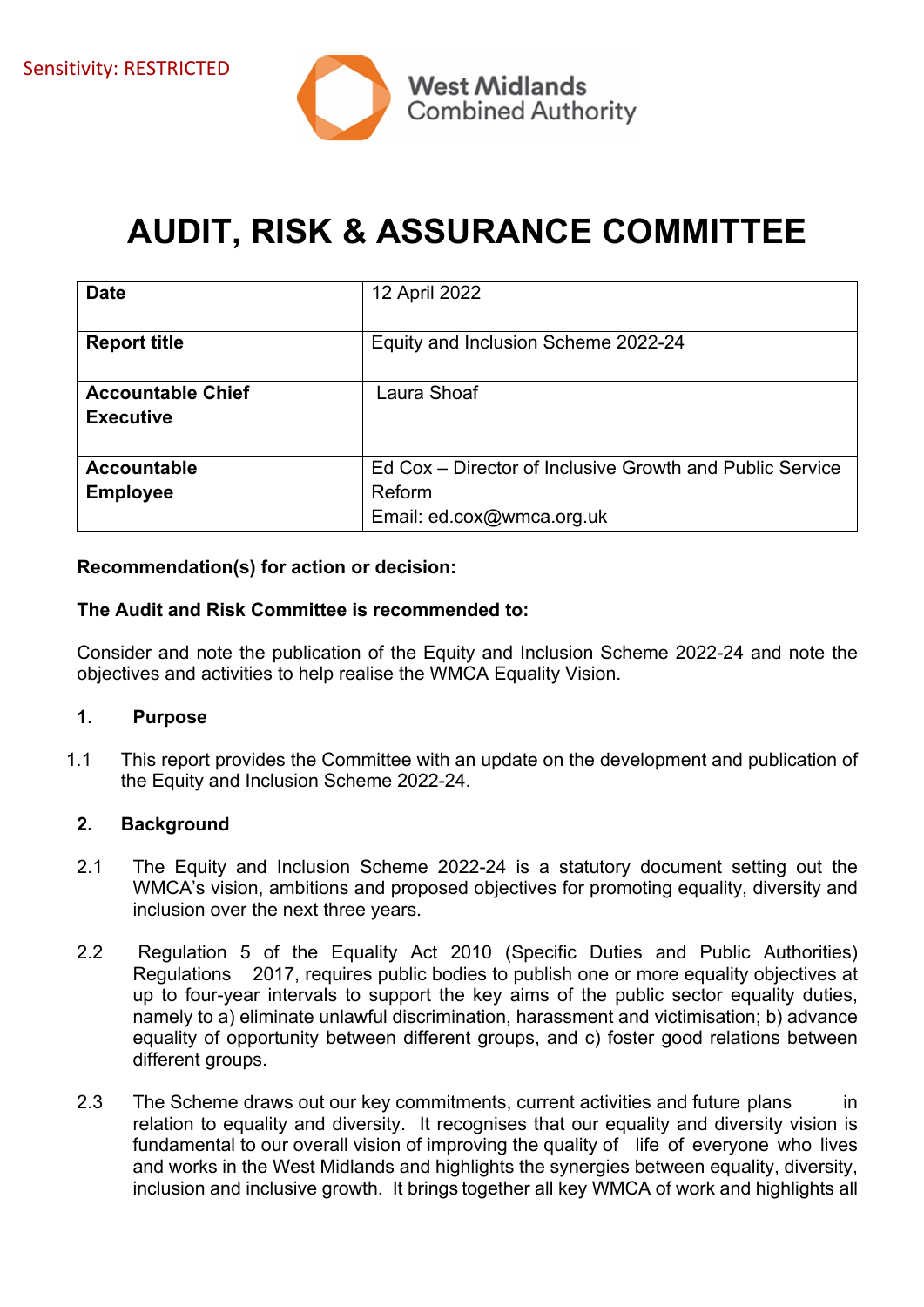Sensitivity: RESTRICTED

West Midlands Combined Authority

# AUDIT, RISK & ASSURANCE COMMITTEE

| **Date** | 12 April 2022 |
|---|---|
| **Report title** | Equity and Inclusion Scheme 2022-24 |
| **Accountable Chief Executive** | Laura Shoaf |
| **Accountable Employee** | Ed Cox – Director of Inclusive Growth and Public Service Reform<br>Email: ed.cox@wmca.org.uk |

**Recommendation(s) for action or decision:**

**The Audit and Risk Committee is recommended to:**

Consider and note the publication of the Equity and Inclusion Scheme 2022-24 and note the objectives and activities to help realise the WMCA Equality Vision.

## 1. Purpose

1.1 This report provides the Committee with an update on the development and publication of the Equity and Inclusion Scheme 2022-24.

## 2. Background

2.1 The Equity and Inclusion Scheme 2022-24 is a statutory document setting out the WMCA's vision, ambitions and proposed objectives for promoting equality, diversity and inclusion over the next three years.

2.2 Regulation 5 of the Equality Act 2010 (Specific Duties and Public Authorities) Regulations 2017, requires public bodies to publish one or more equality objectives at up to four-year intervals to support the key aims of the public sector equality duties, namely to a) eliminate unlawful discrimination, harassment and victimisation; b) advance equality of opportunity between different groups, and c) foster good relations between different groups.

2.3 The Scheme draws out our key commitments, current activities and future plans in relation to equality and diversity. It recognises that our equality and diversity vision is fundamental to our overall vision of improving the quality of life of everyone who lives and works in the West Midlands and highlights the synergies between equality, diversity, inclusion and inclusive growth. It brings together all key WMCA of work and highlights all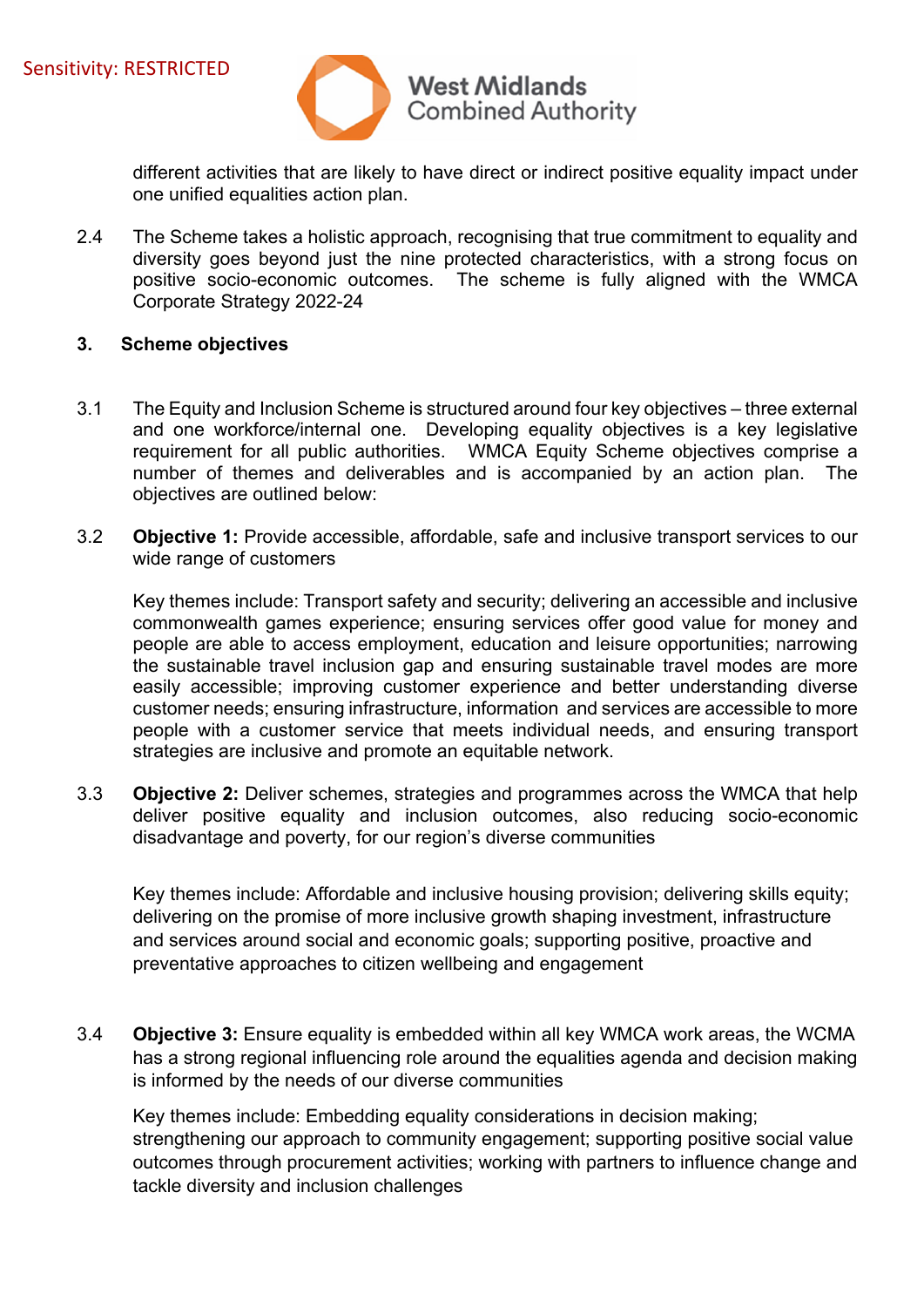different activities that are likely to have direct or indirect positive equality impact under one unified equalities action plan.

2.4 The Scheme takes a holistic approach, recognising that true commitment to equality and diversity goes beyond just the nine protected characteristics, with a strong focus on positive socio-economic outcomes. The scheme is fully aligned with the WMCA Corporate Strategy 2022-24

## 3. Scheme objectives

3.1 The Equity and Inclusion Scheme is structured around four key objectives – three external and one workforce/internal one. Developing equality objectives is a key legislative requirement for all public authorities. WMCA Equity Scheme objectives comprise a number of themes and deliverables and is accompanied by an action plan. The objectives are outlined below:

3.2 **Objective 1:** Provide accessible, affordable, safe and inclusive transport services to our wide range of customers

Key themes include: Transport safety and security; delivering an accessible and inclusive commonwealth games experience; ensuring services offer good value for money and people are able to access employment, education and leisure opportunities; narrowing the sustainable travel inclusion gap and ensuring sustainable travel modes are more easily accessible; improving customer experience and better understanding diverse customer needs; ensuring infrastructure, information and services are accessible to more people with a customer service that meets individual needs, and ensuring transport strategies are inclusive and promote an equitable network.

3.3 **Objective 2:** Deliver schemes, strategies and programmes across the WMCA that help deliver positive equality and inclusion outcomes, also reducing socio-economic disadvantage and poverty, for our region's diverse communities

Key themes include: Affordable and inclusive housing provision; delivering skills equity; delivering on the promise of more inclusive growth shaping investment, infrastructure and services around social and economic goals; supporting positive, proactive and preventative approaches to citizen wellbeing and engagement

3.4 **Objective 3:** Ensure equality is embedded within all key WMCA work areas, the WCMA has a strong regional influencing role around the equalities agenda and decision making is informed by the needs of our diverse communities

Key themes include: Embedding equality considerations in decision making; strengthening our approach to community engagement; supporting positive social value outcomes through procurement activities; working with partners to influence change and tackle diversity and inclusion challenges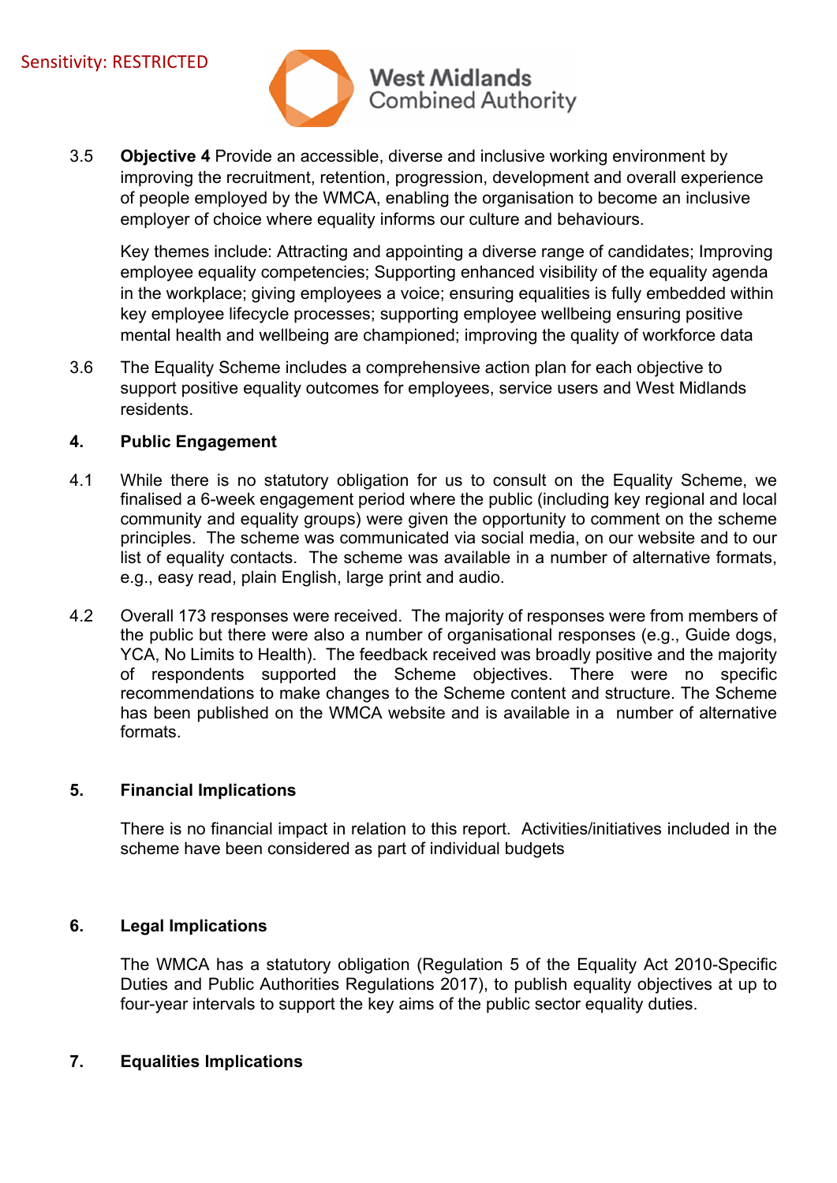3.5 **Objective 4** Provide an accessible, diverse and inclusive working environment by improving the recruitment, retention, progression, development and overall experience of people employed by the WMCA, enabling the organisation to become an inclusive employer of choice where equality informs our culture and behaviours.

Key themes include: Attracting and appointing a diverse range of candidates; Improving employee equality competencies; Supporting enhanced visibility of the equality agenda in the workplace; giving employees a voice; ensuring equalities is fully embedded within key employee lifecycle processes; supporting employee wellbeing ensuring positive mental health and wellbeing are championed; improving the quality of workforce data

3.6 The Equality Scheme includes a comprehensive action plan for each objective to support positive equality outcomes for employees, service users and West Midlands residents.

## 4. Public Engagement

4.1 While there is no statutory obligation for us to consult on the Equality Scheme, we finalised a 6-week engagement period where the public (including key regional and local community and equality groups) were given the opportunity to comment on the scheme principles. The scheme was communicated via social media, on our website and to our list of equality contacts. The scheme was available in a number of alternative formats, e.g., easy read, plain English, large print and audio.

4.2 Overall 173 responses were received. The majority of responses were from members of the public but there were also a number of organisational responses (e.g., Guide dogs, YCA, No Limits to Health). The feedback received was broadly positive and the majority of respondents supported the Scheme objectives. There were no specific recommendations to make changes to the Scheme content and structure. The Scheme has been published on the WMCA website and is available in a number of alternative formats.

## 5. Financial Implications

There is no financial impact in relation to this report. Activities/initiatives included in the scheme have been considered as part of individual budgets

## 6. Legal Implications

The WMCA has a statutory obligation (Regulation 5 of the Equality Act 2010-Specific Duties and Public Authorities Regulations 2017), to publish equality objectives at up to four-year intervals to support the key aims of the public sector equality duties.

## 7. Equalities Implications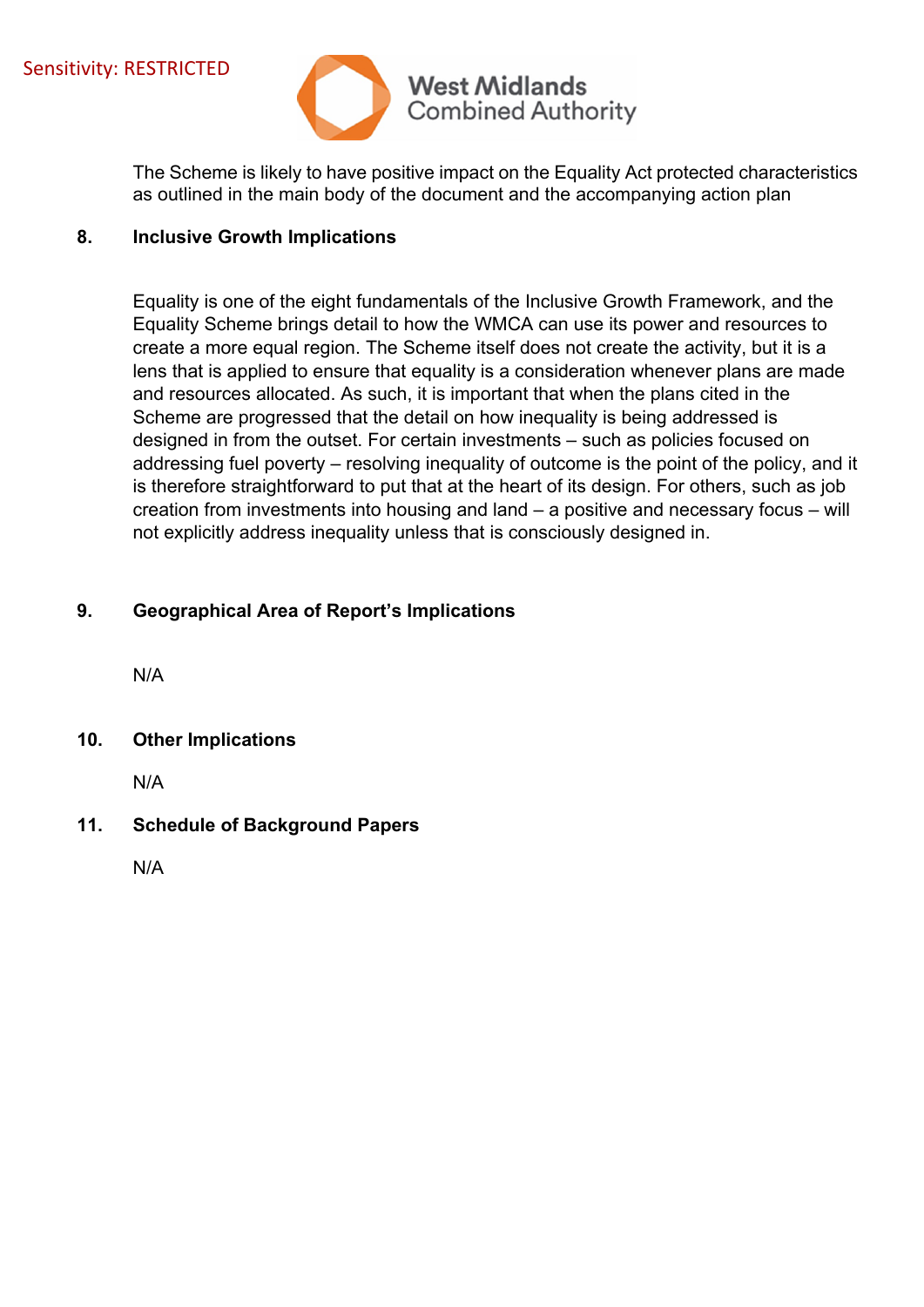The Scheme is likely to have positive impact on the Equality Act protected characteristics as outlined in the main body of the document and the accompanying action plan

## 8. Inclusive Growth Implications

Equality is one of the eight fundamentals of the Inclusive Growth Framework, and the Equality Scheme brings detail to how the WMCA can use its power and resources to create a more equal region. The Scheme itself does not create the activity, but it is a lens that is applied to ensure that equality is a consideration whenever plans are made and resources allocated. As such, it is important that when the plans cited in the Scheme are progressed that the detail on how inequality is being addressed is designed in from the outset. For certain investments – such as policies focused on addressing fuel poverty – resolving inequality of outcome is the point of the policy, and it is therefore straightforward to put that at the heart of its design. For others, such as job creation from investments into housing and land – a positive and necessary focus – will not explicitly address inequality unless that is consciously designed in.

## 9. Geographical Area of Report's Implications

N/A

## 10. Other Implications

N/A

## 11. Schedule of Background Papers

N/A